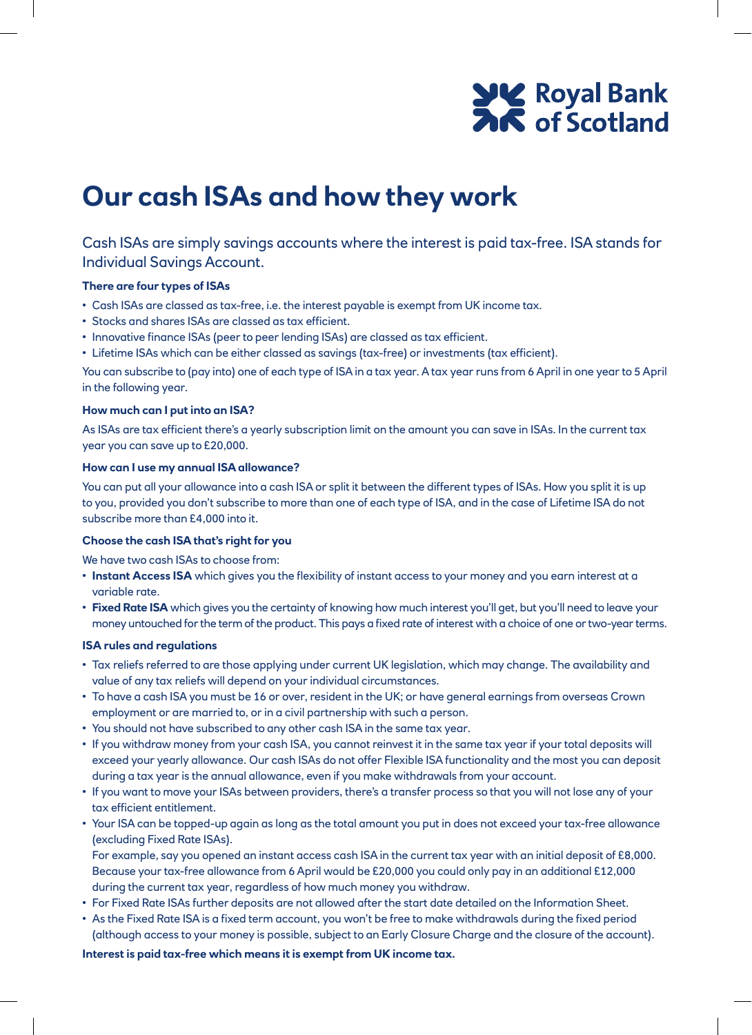Royal Bank of Scotland

# Our cash ISAs and how they work

Cash ISAs are simply savings accounts where the interest is paid tax-free. ISA stands for Individual Savings Account.

**There are four types of ISAs**

- Cash ISAs are classed as tax-free, i.e. the interest payable is exempt from UK income tax.
- Stocks and shares ISAs are classed as tax efficient.
- Innovative finance ISAs (peer to peer lending ISAs) are classed as tax efficient.
- Lifetime ISAs which can be either classed as savings (tax-free) or investments (tax efficient).

You can subscribe to (pay into) one of each type of ISA in a tax year. A tax year runs from 6 April in one year to 5 April in the following year.

**How much can I put into an ISA?**

As ISAs are tax efficient there's a yearly subscription limit on the amount you can save in ISAs. In the current tax year you can save up to £20,000.

**How can I use my annual ISA allowance?**

You can put all your allowance into a cash ISA or split it between the different types of ISAs. How you split it is up to you, provided you don't subscribe to more than one of each type of ISA, and in the case of Lifetime ISA do not subscribe more than £4,000 into it.

**Choose the cash ISA that's right for you**

We have two cash ISAs to choose from:

- **Instant Access ISA** which gives you the flexibility of instant access to your money and you earn interest at a variable rate.
- **Fixed Rate ISA** which gives you the certainty of knowing how much interest you'll get, but you'll need to leave your money untouched for the term of the product. This pays a fixed rate of interest with a choice of one or two-year terms.

**ISA rules and regulations**

- Tax reliefs referred to are those applying under current UK legislation, which may change. The availability and value of any tax reliefs will depend on your individual circumstances.
- To have a cash ISA you must be 16 or over, resident in the UK; or have general earnings from overseas Crown employment or are married to, or in a civil partnership with such a person.
- You should not have subscribed to any other cash ISA in the same tax year.
- If you withdraw money from your cash ISA, you cannot reinvest it in the same tax year if your total deposits will exceed your yearly allowance. Our cash ISAs do not offer Flexible ISA functionality and the most you can deposit during a tax year is the annual allowance, even if you make withdrawals from your account.
- If you want to move your ISAs between providers, there's a transfer process so that you will not lose any of your tax efficient entitlement.
- Your ISA can be topped-up again as long as the total amount you put in does not exceed your tax-free allowance (excluding Fixed Rate ISAs).
  For example, say you opened an instant access cash ISA in the current tax year with an initial deposit of £8,000. Because your tax-free allowance from 6 April would be £20,000 you could only pay in an additional £12,000 during the current tax year, regardless of how much money you withdraw.
- For Fixed Rate ISAs further deposits are not allowed after the start date detailed on the Information Sheet.
- As the Fixed Rate ISA is a fixed term account, you won't be free to make withdrawals during the fixed period (although access to your money is possible, subject to an Early Closure Charge and the closure of the account).

**Interest is paid tax-free which means it is exempt from UK income tax.**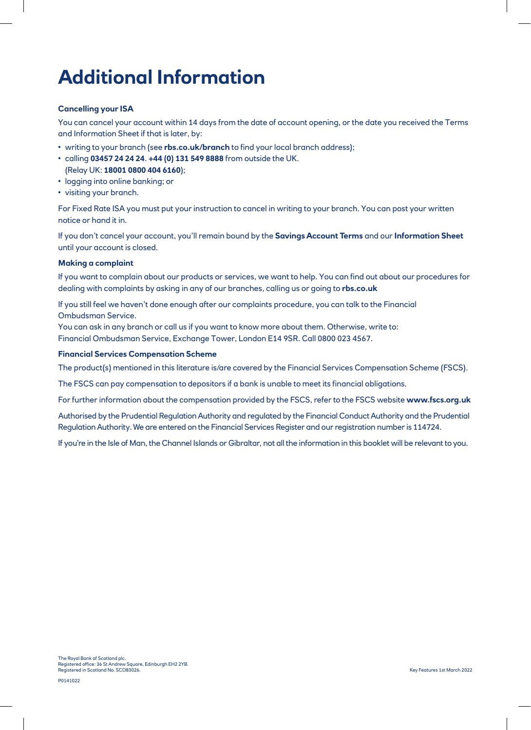# Additional Information

**Cancelling your ISA**

You can cancel your account within 14 days from the date of account opening, or the date you received the Terms and Information Sheet if that is later, by:

- writing to your branch (see **rbs.co.uk/branch** to find your local branch address);
- calling **03457 24 24 24**. **+44 (0) 131 549 8888** from outside the UK.
  (Relay UK: **18001 0800 404 6160**);
- logging into online banking; or
- visiting your branch.

For Fixed Rate ISA you must put your instruction to cancel in writing to your branch. You can post your written notice or hand it in.

If you don't cancel your account, you'll remain bound by the **Savings Account Terms** and our **Information Sheet** until your account is closed.

**Making a complaint**

If you want to complain about our products or services, we want to help. You can find out about our procedures for dealing with complaints by asking in any of our branches, calling us or going to **rbs.co.uk**

If you still feel we haven't done enough after our complaints procedure, you can talk to the Financial Ombudsman Service.
You can ask in any branch or call us if you want to know more about them. Otherwise, write to:
Financial Ombudsman Service, Exchange Tower, London E14 9SR. Call 0800 023 4567.

**Financial Services Compensation Scheme**

The product(s) mentioned in this literature is/are covered by the Financial Services Compensation Scheme (FSCS).

The FSCS can pay compensation to depositors if a bank is unable to meet its financial obligations.

For further information about the compensation provided by the FSCS, refer to the FSCS website **www.fscs.org.uk**

Authorised by the Prudential Regulation Authority and regulated by the Financial Conduct Authority and the Prudential Regulation Authority. We are entered on the Financial Services Register and our registration number is 114724.

If you're in the Isle of Man, the Channel Islands or Gibraltar, not all the information in this booklet will be relevant to you.

The Royal Bank of Scotland plc.
Registered office: 36 St Andrew Square, Edinburgh EH2 2YB.
Registered in Scotland No. SCO83026.

Key Features 1st March 2022

P0141022